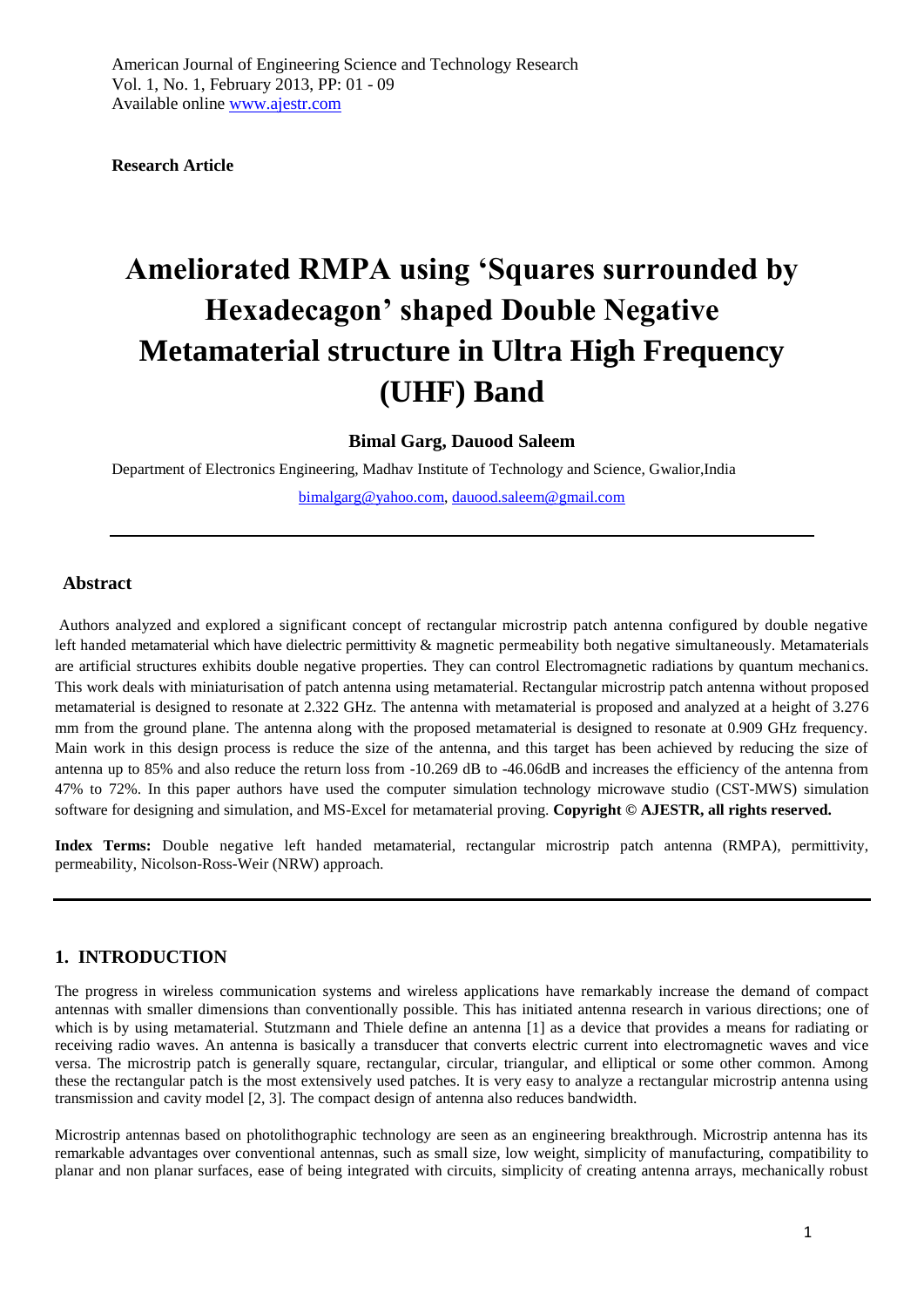**Research Article**

# Ameliorated RMPA using 'Squares surrounded by Hexadecagon' shaped Double Negative Metamaterial structure in Ultra High Frequency (UHF) Band

**Bimal Garg, Dauood Saleem**

Department of Electronics Engineering, Madhav Institute of Technology and Science, Gwalior,India

bimalgarg@yahoo.com, dauood.saleem@gmail.com

## Abstract

Authors analyzed and explored a significant concept of rectangular microstrip patch antenna configured by double negative left handed metamaterial which have dielectric permittivity & magnetic permeability both negative simultaneously. Metamaterials are artificial structures exhibits double negative properties. They can control Electromagnetic radiations by quantum mechanics. This work deals with miniaturisation of patch antenna using metamaterial. Rectangular microstrip patch antenna without proposed metamaterial is designed to resonate at 2.322 GHz. The antenna with metamaterial is proposed and analyzed at a height of 3.276 mm from the ground plane. The antenna along with the proposed metamaterial is designed to resonate at 0.909 GHz frequency. Main work in this design process is reduce the size of the antenna, and this target has been achieved by reducing the size of antenna up to 85% and also reduce the return loss from -10.269 dB to -46.06dB and increases the efficiency of the antenna from 47% to 72%. In this paper authors have used the computer simulation technology microwave studio (CST-MWS) simulation software for designing and simulation, and MS-Excel for metamaterial proving. **Copyright © AJESTR, all rights reserved.**

**Index Terms:** Double negative left handed metamaterial, rectangular microstrip patch antenna (RMPA), permittivity, permeability, Nicolson-Ross-Weir (NRW) approach.

## 1. INTRODUCTION

The progress in wireless communication systems and wireless applications have remarkably increase the demand of compact antennas with smaller dimensions than conventionally possible. This has initiated antenna research in various directions; one of which is by using metamaterial. Stutzmann and Thiele define an antenna [1] as a device that provides a means for radiating or receiving radio waves. An antenna is basically a transducer that converts electric current into electromagnetic waves and vice versa. The microstrip patch is generally square, rectangular, circular, triangular, and elliptical or some other common. Among these the rectangular patch is the most extensively used patches. It is very easy to analyze a rectangular microstrip antenna using transmission and cavity model [2, 3]. The compact design of antenna also reduces bandwidth.

Microstrip antennas based on photolithographic technology are seen as an engineering breakthrough. Microstrip antenna has its remarkable advantages over conventional antennas, such as small size, low weight, simplicity of manufacturing, compatibility to planar and non planar surfaces, ease of being integrated with circuits, simplicity of creating antenna arrays, mechanically robust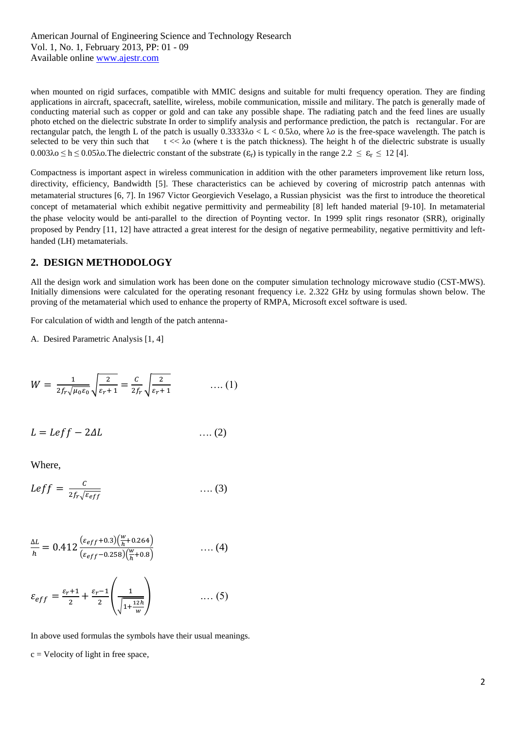when mounted on rigid surfaces, compatible with MMIC designs and suitable for multi frequency operation. They are finding applications in aircraft, spacecraft, satellite, wireless, mobile communication, missile and military. The patch is generally made of conducting material such as copper or gold and can take any possible shape. The radiating patch and the feed lines are usually photo etched on the dielectric substrate In order to simplify analysis and performance prediction, the patch is rectangular. For are rectangular patch, the length L of the patch is usually $0.3333\lambda o < L < 0.5\lambda o$, where $\lambda o$ is the free-space wavelength. The patch is selected to be very thin such that $t << \lambda o$ (where t is the patch thickness). The height h of the dielectric substrate is usually $0.003\lambda o \leq h \leq 0.05\lambda o$.The dielectric constant of the substrate ($\varepsilon_r$) is typically in the range $2.2 \leq \varepsilon_r \leq 12$ [4].

Compactness is important aspect in wireless communication in addition with the other parameters improvement like return loss, directivity, efficiency, Bandwidth [5]. These characteristics can be achieved by covering of microstrip patch antennas with metamaterial structures [6, 7]. In 1967 Victor Georgievich Veselago, a Russian physicist was the first to introduce the theoretical concept of metamaterial which exhibit negative permittivity and permeability [8] left handed material [9-10]. In metamaterial the phase velocity would be anti-parallel to the direction of Poynting vector. In 1999 split rings resonator (SRR), originally proposed by Pendry [11, 12] have attracted a great interest for the design of negative permeability, negative permittivity and left-handed (LH) metamaterials.

## 2. DESIGN METHODOLOGY

All the design work and simulation work has been done on the computer simulation technology microwave studio (CST-MWS). Initially dimensions were calculated for the operating resonant frequency i.e. 2.322 GHz by using formulas shown below. The proving of the metamaterial which used to enhance the property of RMPA, Microsoft excel software is used.

For calculation of width and length of the patch antenna-

A. Desired Parametric Analysis [1, 4]

$$W = \frac{1}{2f_r\sqrt{\mu_0\varepsilon_0}}\sqrt{\frac{2}{\varepsilon_r+1}} = \frac{C}{2f_r}\sqrt{\frac{2}{\varepsilon_r+1}} \quad \text{.... (1)}$$

$$L = Leff - 2\Delta L \quad \text{.... (2)}$$

Where,

$$Leff = \frac{C}{2f_r\sqrt{\varepsilon_{eff}}} \quad \text{.... (3)}$$

$$\frac{\Delta L}{h} = 0.412\frac{(\varepsilon_{eff}+0.3)\left(\frac{W}{h}+0.264\right)}{(\varepsilon_{eff}-0.258)\left(\frac{W}{h}+0.8\right)} \quad \text{.... (4)}$$

$$\varepsilon_{eff} = \frac{\varepsilon_r+1}{2} + \frac{\varepsilon_r-1}{2}\left(\frac{1}{\sqrt{1+\frac{12h}{W}}}\right) \quad \text{.... (5)}$$

In above used formulas the symbols have their usual meanings.

c = Velocity of light in free space,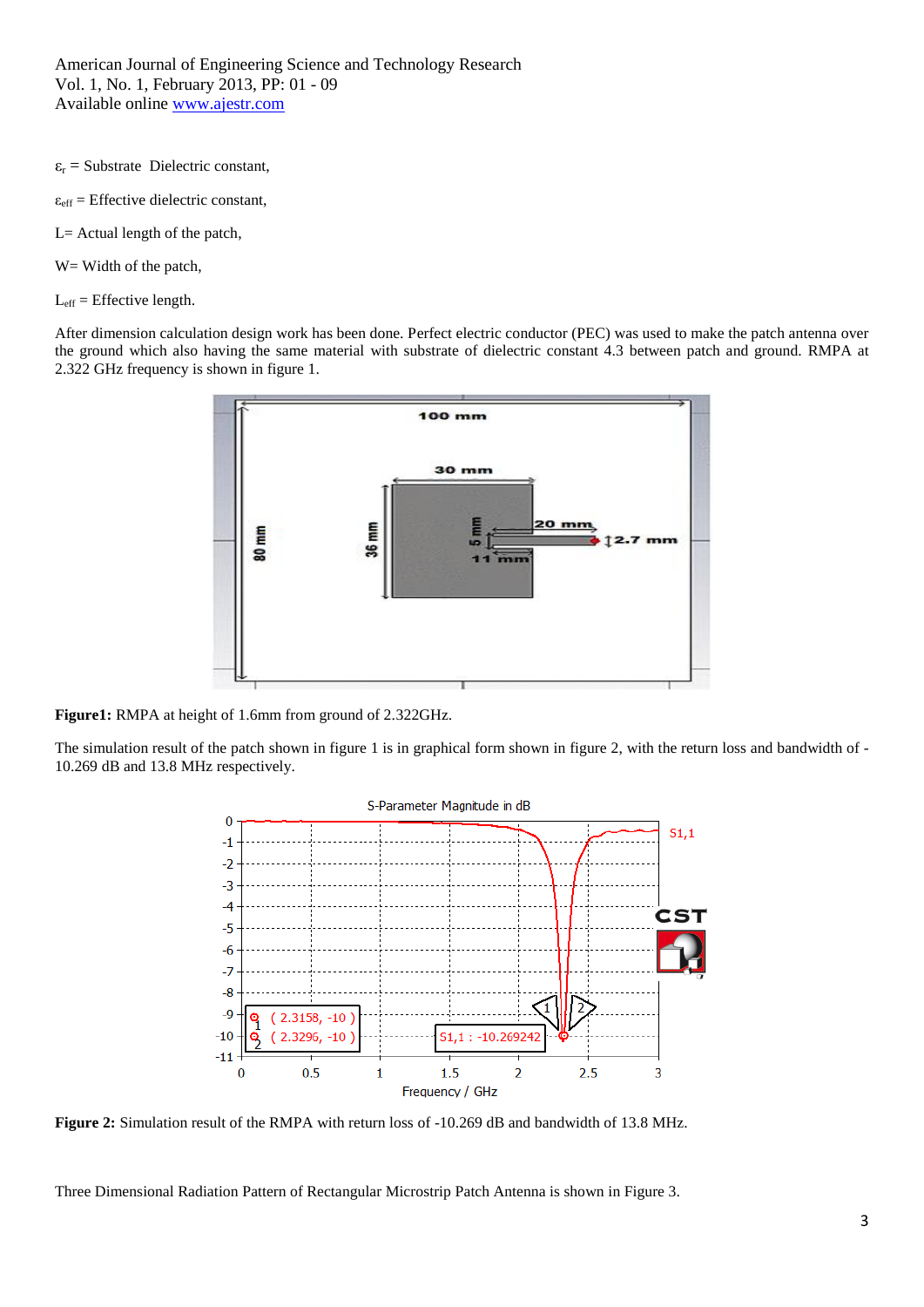$\varepsilon_r$ = Substrate  Dielectric constant,

$\varepsilon_{eff}$ = Effective dielectric constant,

L= Actual length of the patch,

W= Width of the patch,

$L_{eff}$ = Effective length.

After dimension calculation design work has been done. Perfect electric conductor (PEC) was used to make the patch antenna over the ground which also having the same material with substrate of dielectric constant 4.3 between patch and ground. RMPA at 2.322 GHz frequency is shown in figure 1.

**Figure1:** RMPA at height of 1.6mm from ground of 2.322GHz.

The simulation result of the patch shown in figure 1 is in graphical form shown in figure 2, with the return loss and bandwidth of -10.269 dB and 13.8 MHz respectively.

**Figure 2:** Simulation result of the RMPA with return loss of -10.269 dB and bandwidth of 13.8 MHz.

Three Dimensional Radiation Pattern of Rectangular Microstrip Patch Antenna is shown in Figure 3.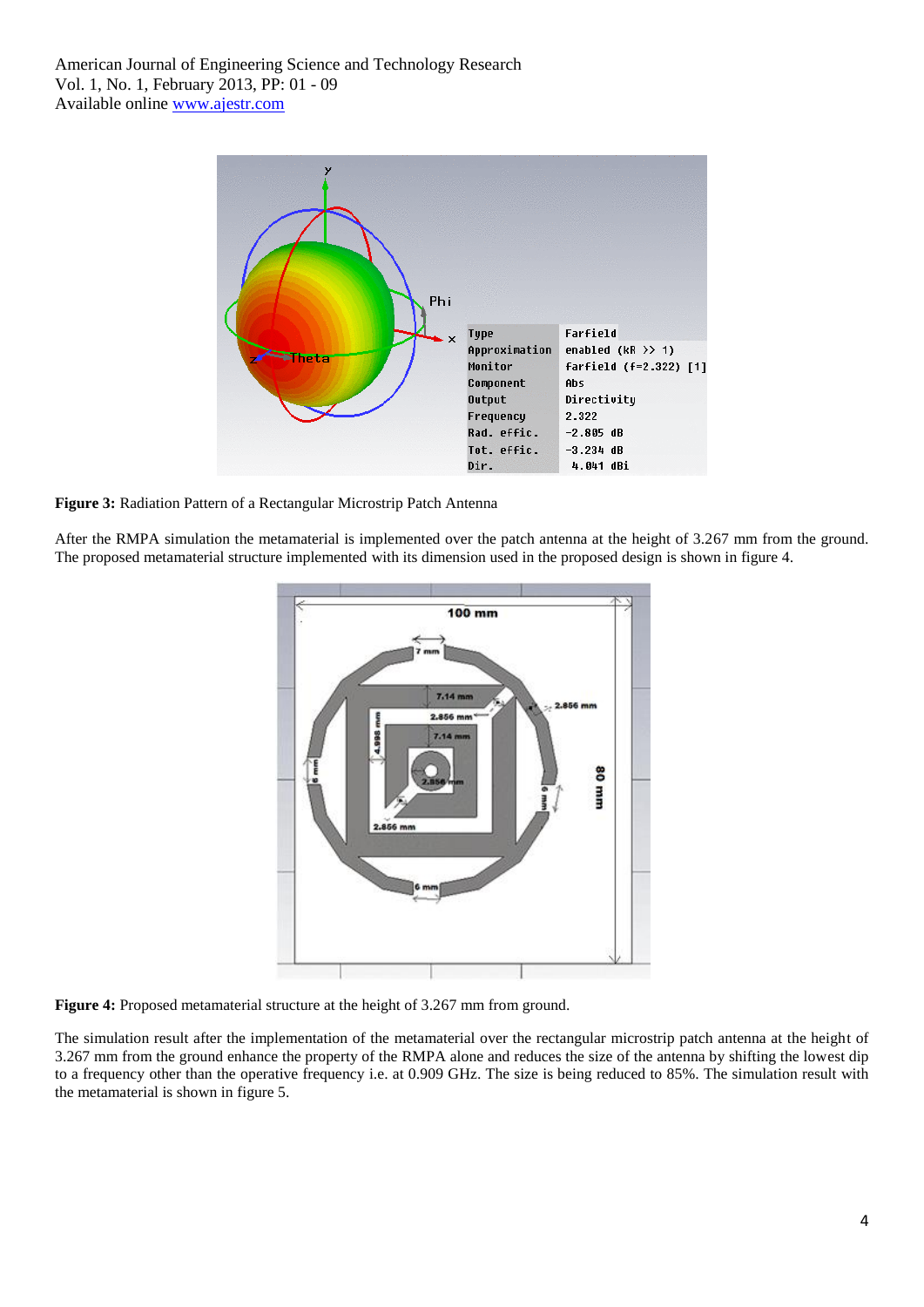**Figure 3:** Radiation Pattern of a Rectangular Microstrip Patch Antenna

After the RMPA simulation the metamaterial is implemented over the patch antenna at the height of 3.267 mm from the ground. The proposed metamaterial structure implemented with its dimension used in the proposed design is shown in figure 4.

**Figure 4:** Proposed metamaterial structure at the height of 3.267 mm from ground.

The simulation result after the implementation of the metamaterial over the rectangular microstrip patch antenna at the height of 3.267 mm from the ground enhance the property of the RMPA alone and reduces the size of the antenna by shifting the lowest dip to a frequency other than the operative frequency i.e. at 0.909 GHz. The size is being reduced to 85%. The simulation result with the metamaterial is shown in figure 5.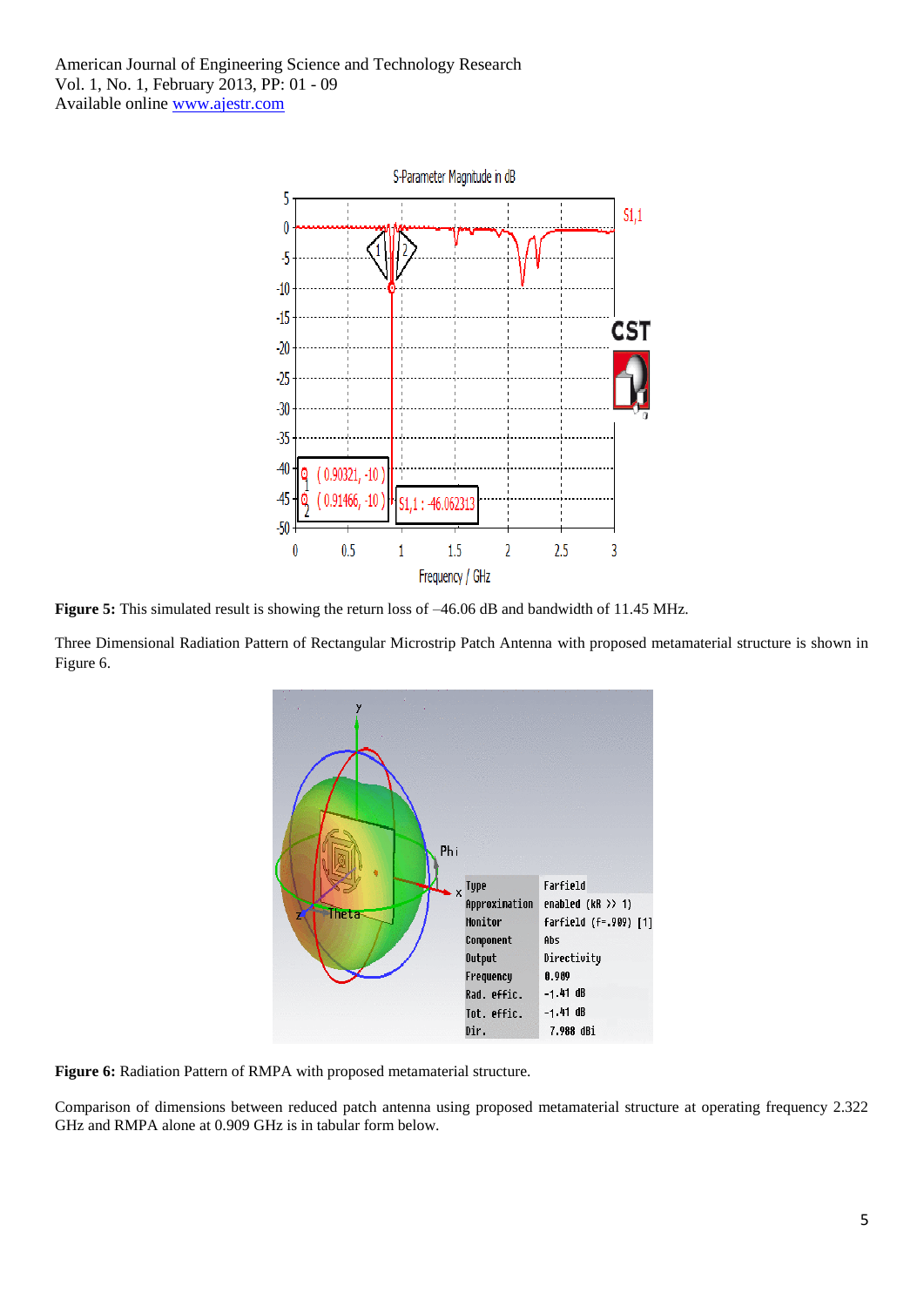**Figure 5:** This simulated result is showing the return loss of –46.06 dB and bandwidth of 11.45 MHz.

Three Dimensional Radiation Pattern of Rectangular Microstrip Patch Antenna with proposed metamaterial structure is shown in Figure 6.

**Figure 6:** Radiation Pattern of RMPA with proposed metamaterial structure.

Comparison of dimensions between reduced patch antenna using proposed metamaterial structure at operating frequency 2.322 GHz and RMPA alone at 0.909 GHz is in tabular form below.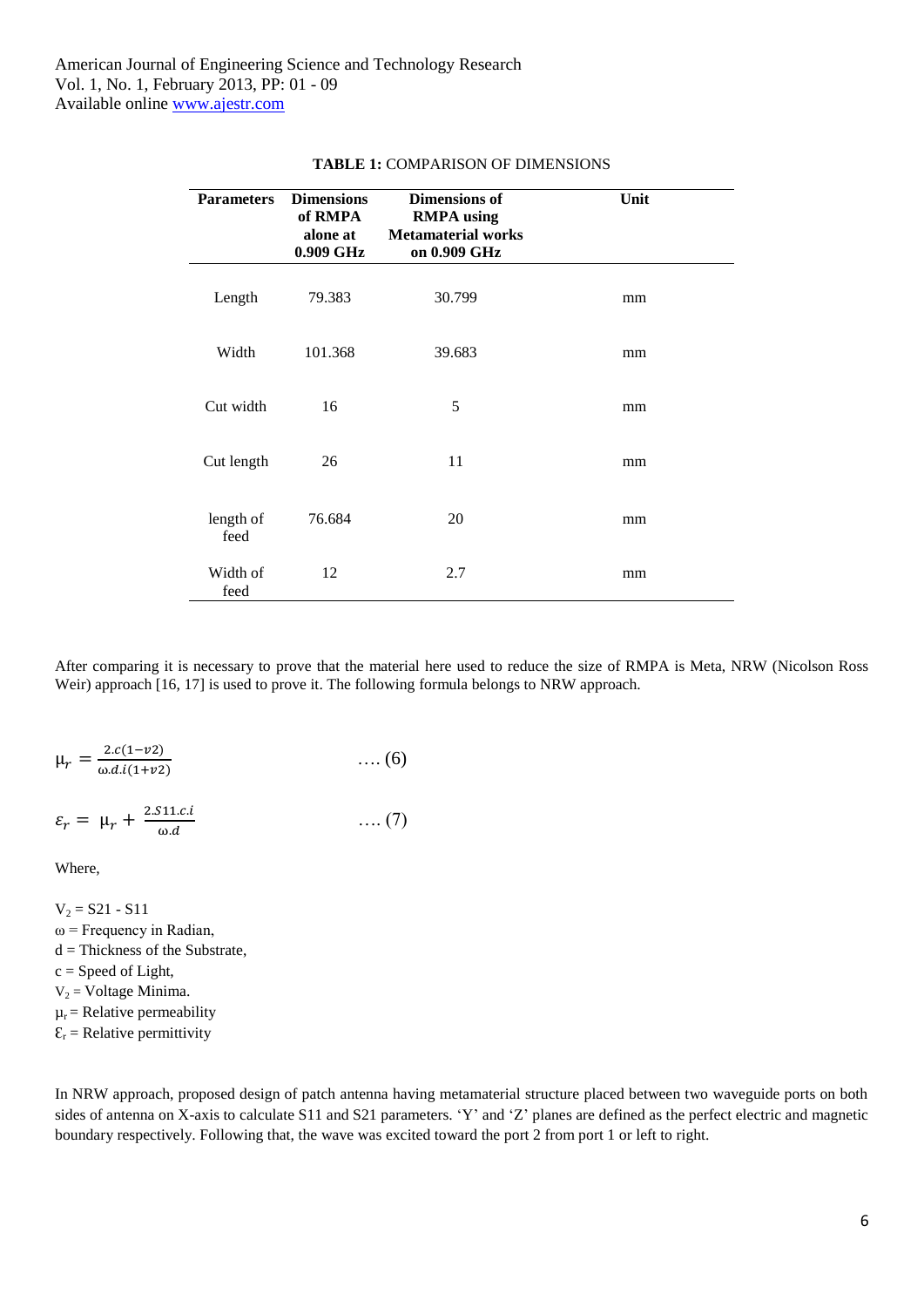**TABLE 1:** COMPARISON OF DIMENSIONS

| Parameters | Dimensions of RMPA alone at 0.909 GHz | Dimensions of RMPA using Metamaterial works on 0.909 GHz | Unit |
|---|---|---|---|
| Length | 79.383 | 30.799 | mm |
| Width | 101.368 | 39.683 | mm |
| Cut width | 16 | 5 | mm |
| Cut length | 26 | 11 | mm |
| length of feed | 76.684 | 20 | mm |
| Width of feed | 12 | 2.7 | mm |

After comparing it is necessary to prove that the material here used to reduce the size of RMPA is Meta, NRW (Nicolson Ross Weir) approach [16, 17] is used to prove it. The following formula belongs to NRW approach.

$$\mu_r = \frac{2.c(1-v2)}{\omega.d.i(1+v2)} \qquad \ldots.(6)$$

$$\varepsilon_r = \mu_r + \frac{2.S11.c.i}{\omega.d} \qquad \ldots.(7)$$

Where,

$V_2$ = S21 - S11  
$\omega$ = Frequency in Radian,  
d = Thickness of the Substrate,  
c = Speed of Light,  
$V_2$ = Voltage Minima.  
$\mu_r$ = Relative permeability  
$\varepsilon_r$ = Relative permittivity

In NRW approach, proposed design of patch antenna having metamaterial structure placed between two waveguide ports on both sides of antenna on X-axis to calculate S11 and S21 parameters. 'Y' and 'Z' planes are defined as the perfect electric and magnetic boundary respectively. Following that, the wave was excited toward the port 2 from port 1 or left to right.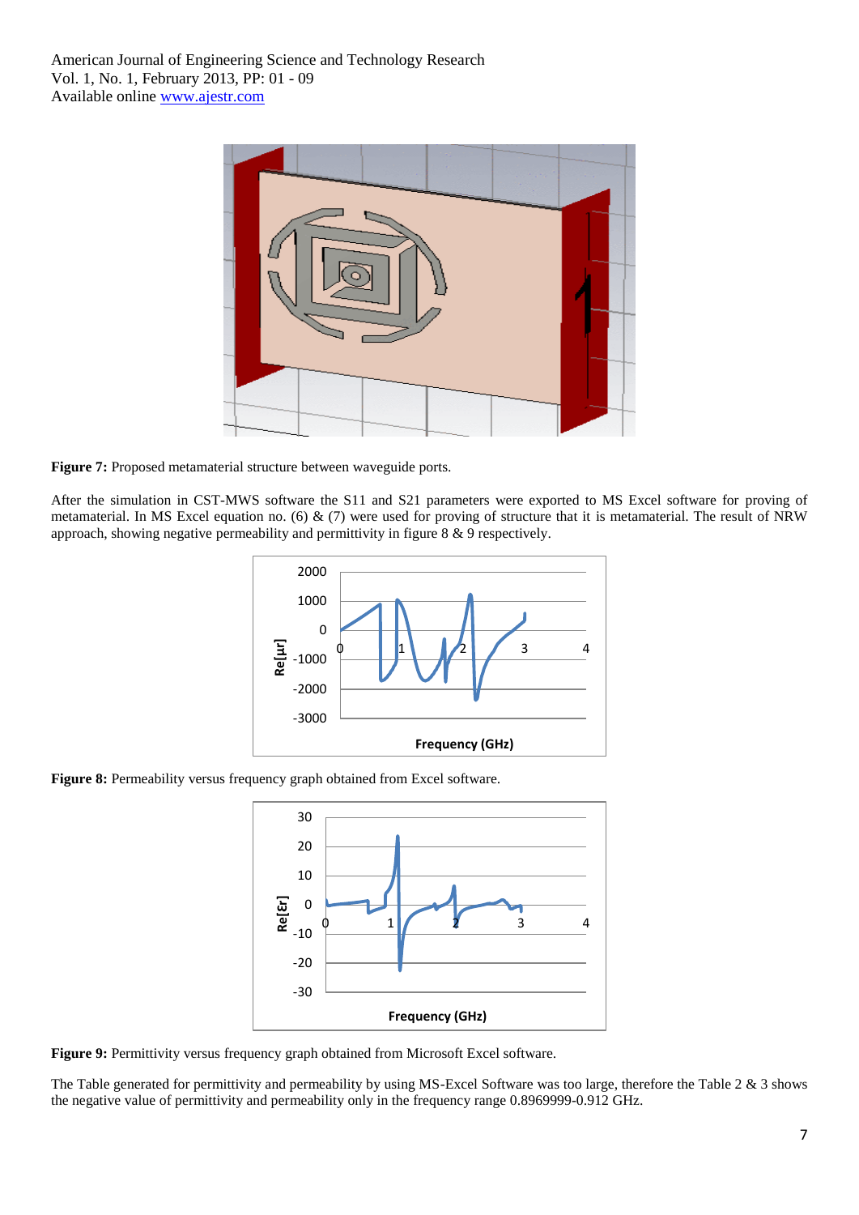Figure 7: Proposed metamaterial structure between waveguide ports.

After the simulation in CST-MWS software the S11 and S21 parameters were exported to MS Excel software for proving of metamaterial. In MS Excel equation no. (6) & (7) were used for proving of structure that it is metamaterial. The result of NRW approach, showing negative permeability and permittivity in figure 8 & 9 respectively.

**Figure 8:** Permeability versus frequency graph obtained from Excel software.

**Figure 9:** Permittivity versus frequency graph obtained from Microsoft Excel software.

The Table generated for permittivity and permeability by using MS-Excel Software was too large, therefore the Table 2 & 3 shows the negative value of permittivity and permeability only in the frequency range 0.8969999-0.912 GHz.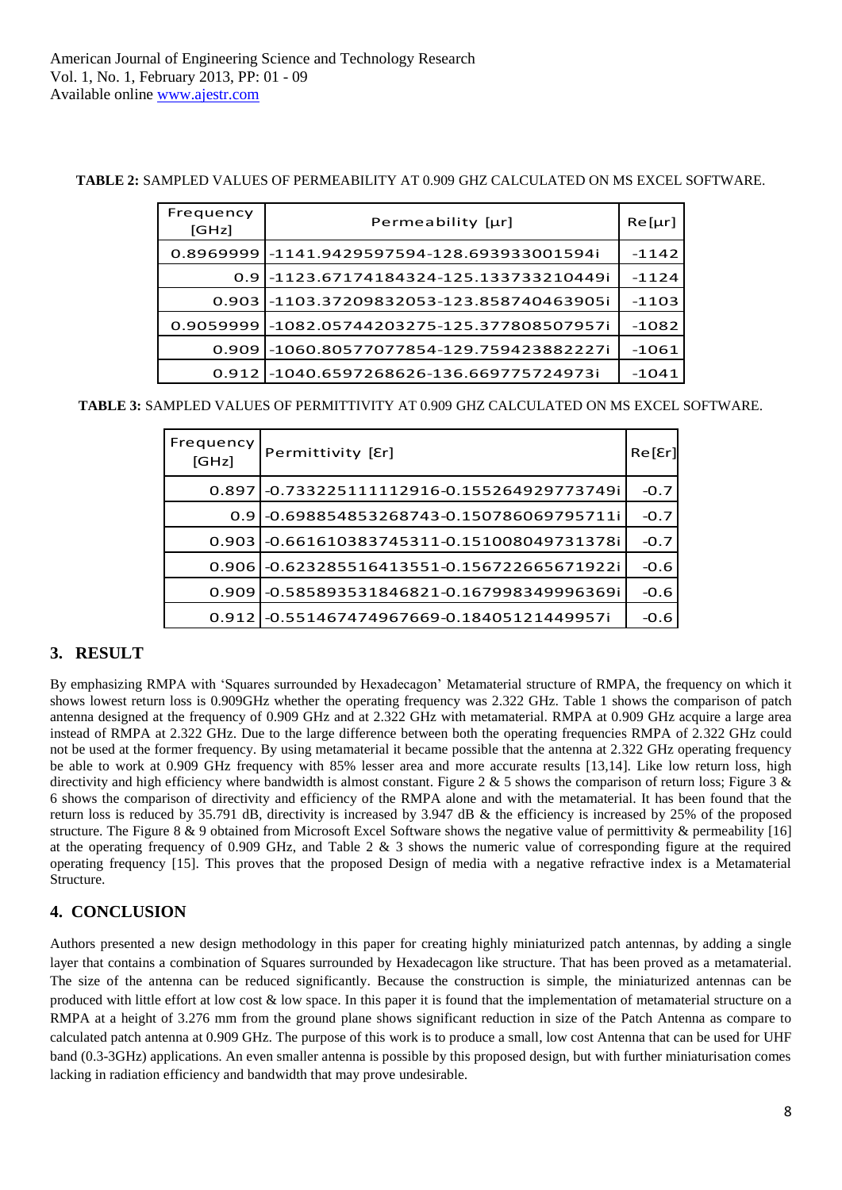**TABLE 2:** SAMPLED VALUES OF PERMEABILITY AT 0.909 GHZ CALCULATED ON MS EXCEL SOFTWARE.

| Frequency [GHz] | Permeability [μr] | Re[μr] |
|---|---|---|
| 0.8969999 | -1141.9429597594-128.693933001594i | -1142 |
| 0.9 | -1123.67174184324-125.133733210449i | -1124 |
| 0.903 | -1103.37209832053-123.858740463905i | -1103 |
| 0.9059999 | -1082.05744203275-125.377808507957i | -1082 |
| 0.909 | -1060.80577077854-129.759423882227i | -1061 |
| 0.912 | -1040.6597268626-136.669775724973i | -1041 |

**TABLE 3:** SAMPLED VALUES OF PERMITTIVITY AT 0.909 GHZ CALCULATED ON MS EXCEL SOFTWARE.

| Frequency [GHz] | Permittivity [Ɛr] | Re[Ɛr] |
|---|---|---|
| 0.897 | -0.733225111112916-0.155264929773749i | -0.7 |
| 0.9 | -0.698854853268743-0.150786069795711i | -0.7 |
| 0.903 | -0.661610383745311-0.151008049731378i | -0.7 |
| 0.906 | -0.623285516413551-0.156722665671922i | -0.6 |
| 0.909 | -0.585893531846821-0.167998349996369i | -0.6 |
| 0.912 | -0.551467474967669-0.18405121449957i | -0.6 |

## 3. RESULT

By emphasizing RMPA with 'Squares surrounded by Hexadecagon' Metamaterial structure of RMPA, the frequency on which it shows lowest return loss is 0.909GHz whether the operating frequency was 2.322 GHz. Table 1 shows the comparison of patch antenna designed at the frequency of 0.909 GHz and at 2.322 GHz with metamaterial. RMPA at 0.909 GHz acquire a large area instead of RMPA at 2.322 GHz. Due to the large difference between both the operating frequencies RMPA of 2.322 GHz could not be used at the former frequency. By using metamaterial it became possible that the antenna at 2.322 GHz operating frequency be able to work at 0.909 GHz frequency with 85% lesser area and more accurate results [13,14]. Like low return loss, high directivity and high efficiency where bandwidth is almost constant. Figure 2 & 5 shows the comparison of return loss; Figure 3 & 6 shows the comparison of directivity and efficiency of the RMPA alone and with the metamaterial. It has been found that the return loss is reduced by 35.791 dB, directivity is increased by 3.947 dB & the efficiency is increased by 25% of the proposed structure. The Figure 8 & 9 obtained from Microsoft Excel Software shows the negative value of permittivity & permeability [16] at the operating frequency of 0.909 GHz, and Table 2 & 3 shows the numeric value of corresponding figure at the required operating frequency [15]. This proves that the proposed Design of media with a negative refractive index is a Metamaterial Structure.

## 4. CONCLUSION

Authors presented a new design methodology in this paper for creating highly miniaturized patch antennas, by adding a single layer that contains a combination of Squares surrounded by Hexadecagon like structure. That has been proved as a metamaterial. The size of the antenna can be reduced significantly. Because the construction is simple, the miniaturized antennas can be produced with little effort at low cost & low space. In this paper it is found that the implementation of metamaterial structure on a RMPA at a height of 3.276 mm from the ground plane shows significant reduction in size of the Patch Antenna as compare to calculated patch antenna at 0.909 GHz. The purpose of this work is to produce a small, low cost Antenna that can be used for UHF band (0.3-3GHz) applications. An even smaller antenna is possible by this proposed design, but with further miniaturisation comes lacking in radiation efficiency and bandwidth that may prove undesirable.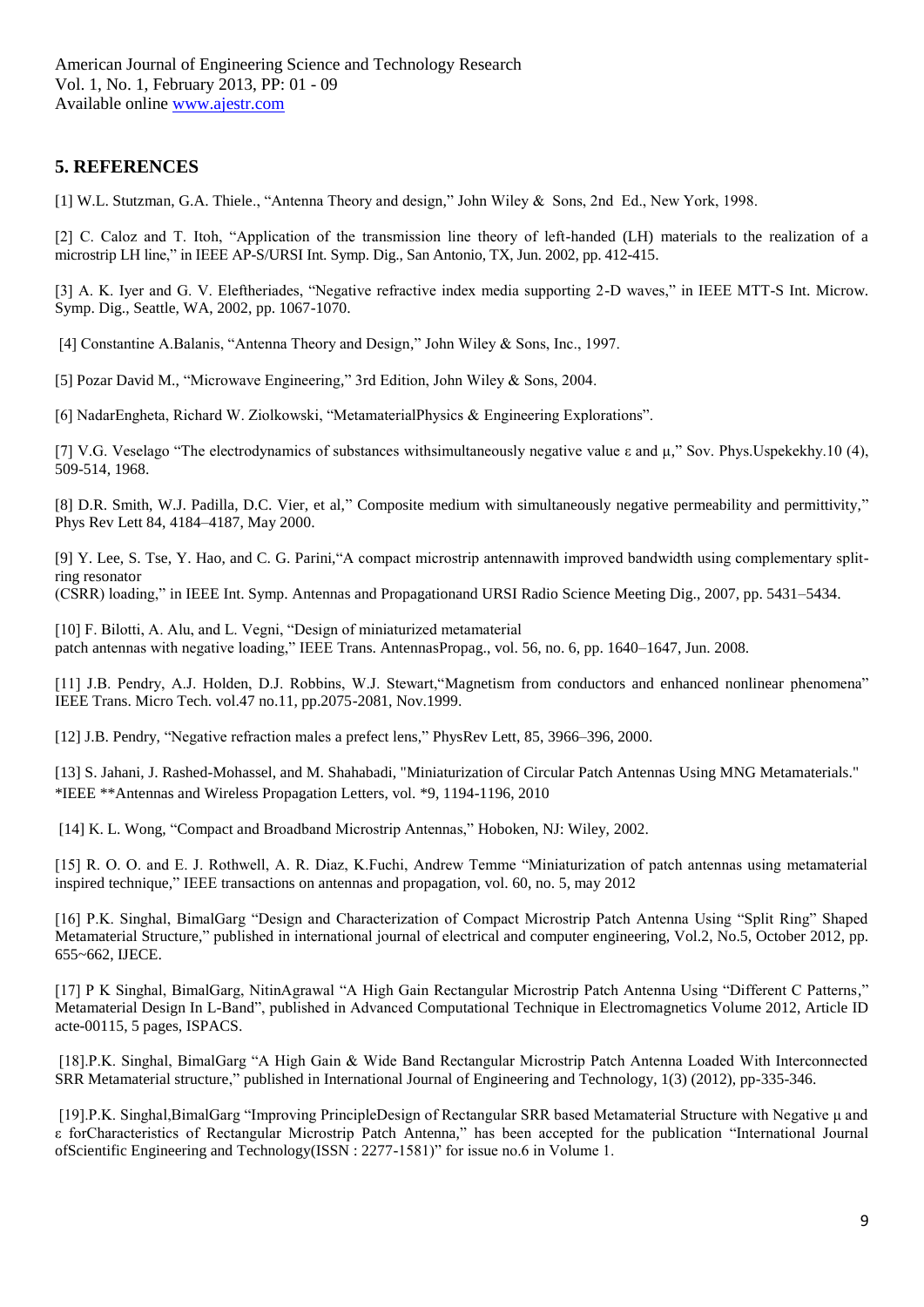## 5. REFERENCES

[1] W.L. Stutzman, G.A. Thiele., "Antenna Theory and design," John Wiley & Sons, 2nd Ed., New York, 1998.

[2] C. Caloz and T. Itoh, "Application of the transmission line theory of left-handed (LH) materials to the realization of a microstrip LH line," in IEEE AP-S/URSI Int. Symp. Dig., San Antonio, TX, Jun. 2002, pp. 412-415.

[3] A. K. Iyer and G. V. Eleftheriades, "Negative refractive index media supporting 2-D waves," in IEEE MTT-S Int. Microw. Symp. Dig., Seattle, WA, 2002, pp. 1067-1070.

[4] Constantine A.Balanis, "Antenna Theory and Design," John Wiley & Sons, Inc., 1997.

[5] Pozar David M., "Microwave Engineering," 3rd Edition, John Wiley & Sons, 2004.

[6] NadarEngheta, Richard W. Ziolkowski, "MetamaterialPhysics & Engineering Explorations".

[7] V.G. Veselago "The electrodynamics of substances withsimultaneously negative value ε and μ," Sov. Phys.Uspekekhy.10 (4), 509-514, 1968.

[8] D.R. Smith, W.J. Padilla, D.C. Vier, et al," Composite medium with simultaneously negative permeability and permittivity," Phys Rev Lett 84, 4184–4187, May 2000.

[9] Y. Lee, S. Tse, Y. Hao, and C. G. Parini,"A compact microstrip antennawith improved bandwidth using complementary split-ring resonator
(CSRR) loading," in IEEE Int. Symp. Antennas and Propagationand URSI Radio Science Meeting Dig., 2007, pp. 5431–5434.

[10] F. Bilotti, A. Alu, and L. Vegni, "Design of miniaturized metamaterial
patch antennas with negative loading," IEEE Trans. AntennasPropag., vol. 56, no. 6, pp. 1640–1647, Jun. 2008.

[11] J.B. Pendry, A.J. Holden, D.J. Robbins, W.J. Stewart,"Magnetism from conductors and enhanced nonlinear phenomena" IEEE Trans. Micro Tech. vol.47 no.11, pp.2075-2081, Nov.1999.

[12] J.B. Pendry, "Negative refraction males a prefect lens," PhysRev Lett, 85, 3966–396, 2000.

[13] S. Jahani, J. Rashed-Mohassel, and M. Shahabadi, "Miniaturization of Circular Patch Antennas Using MNG Metamaterials." *IEEE **Antennas and Wireless Propagation Letters, vol. *9, 1194-1196, 2010

[14] K. L. Wong, "Compact and Broadband Microstrip Antennas," Hoboken, NJ: Wiley, 2002.

[15] R. O. O. and E. J. Rothwell, A. R. Diaz, K.Fuchi, Andrew Temme "Miniaturization of patch antennas using metamaterial inspired technique," IEEE transactions on antennas and propagation, vol. 60, no. 5, may 2012

[16] P.K. Singhal, BimalGarg "Design and Characterization of Compact Microstrip Patch Antenna Using "Split Ring" Shaped Metamaterial Structure," published in international journal of electrical and computer engineering, Vol.2, No.5, October 2012, pp. 655~662, IJECE.

[17] P K Singhal, BimalGarg, NitinAgrawal "A High Gain Rectangular Microstrip Patch Antenna Using "Different C Patterns," Metamaterial Design In L-Band", published in Advanced Computational Technique in Electromagnetics Volume 2012, Article ID acte-00115, 5 pages, ISPACS.

[18].P.K. Singhal, BimalGarg "A High Gain & Wide Band Rectangular Microstrip Patch Antenna Loaded With Interconnected SRR Metamaterial structure," published in International Journal of Engineering and Technology, 1(3) (2012), pp-335-346.

[19].P.K. Singhal,BimalGarg "Improving PrincipleDesign of Rectangular SRR based Metamaterial Structure with Negative μ and ε forCharacteristics of Rectangular Microstrip Patch Antenna," has been accepted for the publication "International Journal ofScientific Engineering and Technology(ISSN : 2277-1581)" for issue no.6 in Volume 1.